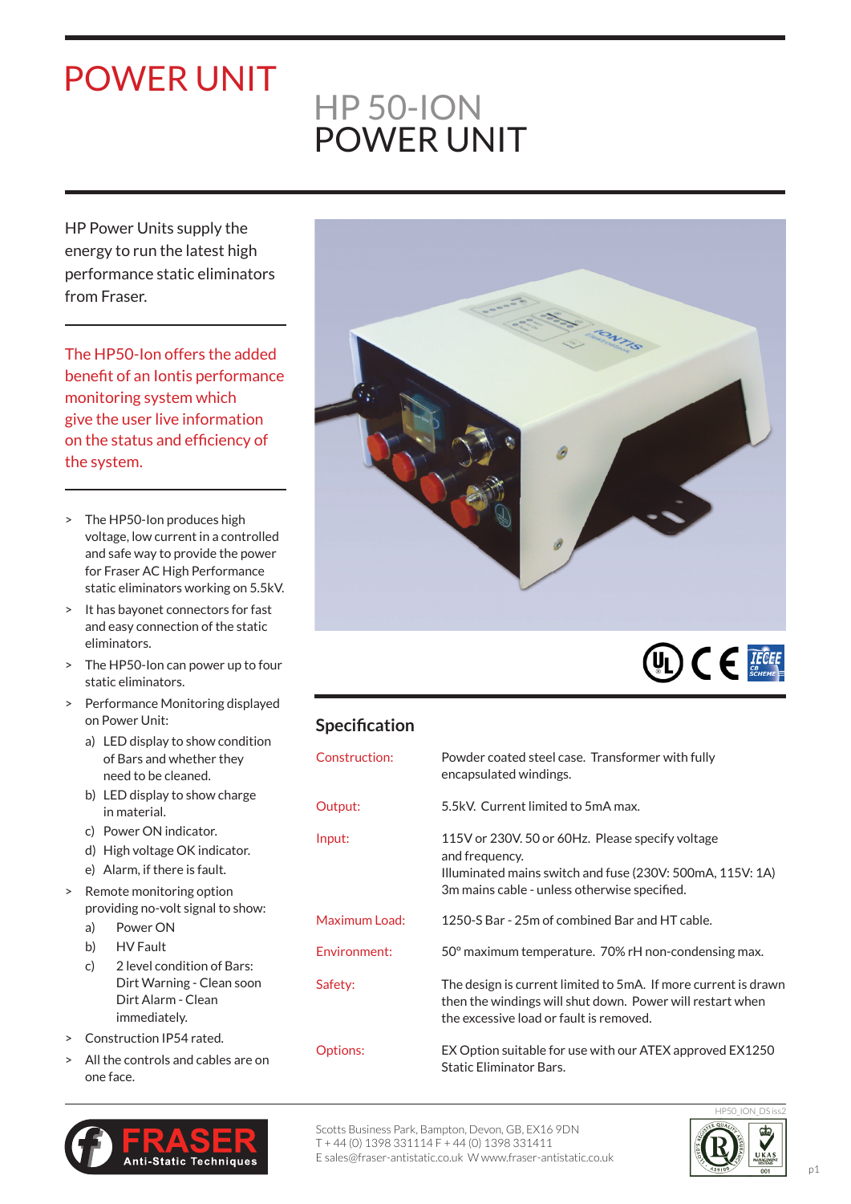# POWER UNIT

## HP 50-ION POWER UNIT

HP Power Units supply the energy to run the latest high performance static eliminators from Fraser.

The HP50-Ion offers the added benefit of an Iontis performance monitoring system which give the user live information on the status and efficiency of the system.

- The HP50-Ion produces high voltage, low current in a controlled and safe way to provide the power for Fraser AC High Performance static eliminators working on 5.5kV.
- It has bayonet connectors for fast and easy connection of the static eliminators.
- The HP50-Ion can power up to four static eliminators.
- Performance Monitoring displayed on Power Unit:
  - a) LED display to show condition of Bars and whether they need to be cleaned.
  - b) LED display to show charge in material.
  - c) Power ON indicator.
  - d) High voltage OK indicator.
  - e) Alarm, if there is fault.
- Remote monitoring option providing no-volt signal to show:
  - a) Power ON
  - b) HV Fault
  - c) 2 level condition of Bars: Dirt Warning - Clean soon Dirt Alarm - Clean immediately.
- Construction IP54 rated.
- All the controls and cables are on one face.

## Specification

| | |
|---|---|
| Construction: | Powder coated steel case. Transformer with fully encapsulated windings. |
| Output: | 5.5kV. Current limited to 5mA max. |
| Input: | 115V or 230V. 50 or 60Hz. Please specify voltage and frequency. Illuminated mains switch and fuse (230V: 500mA, 115V: 1A) 3m mains cable - unless otherwise specified. |
| Maximum Load: | 1250-S Bar - 25m of combined Bar and HT cable. |
| Environment: | 50° maximum temperature. 70% rH non-condensing max. |
| Safety: | The design is current limited to 5mA. If more current is drawn then the windings will shut down. Power will restart when the excessive load or fault is removed. |
| Options: | EX Option suitable for use with our ATEX approved EX1250 Static Eliminator Bars. |

FRASER Anti-Static Techniques

Scotts Business Park, Bampton, Devon, GB, EX16 9DN
T + 44 (0) 1398 331114 F + 44 (0) 1398 331411
E sales@fraser-antistatic.co.uk W www.fraser-antistatic.co.uk

HP50_ION_DS iss2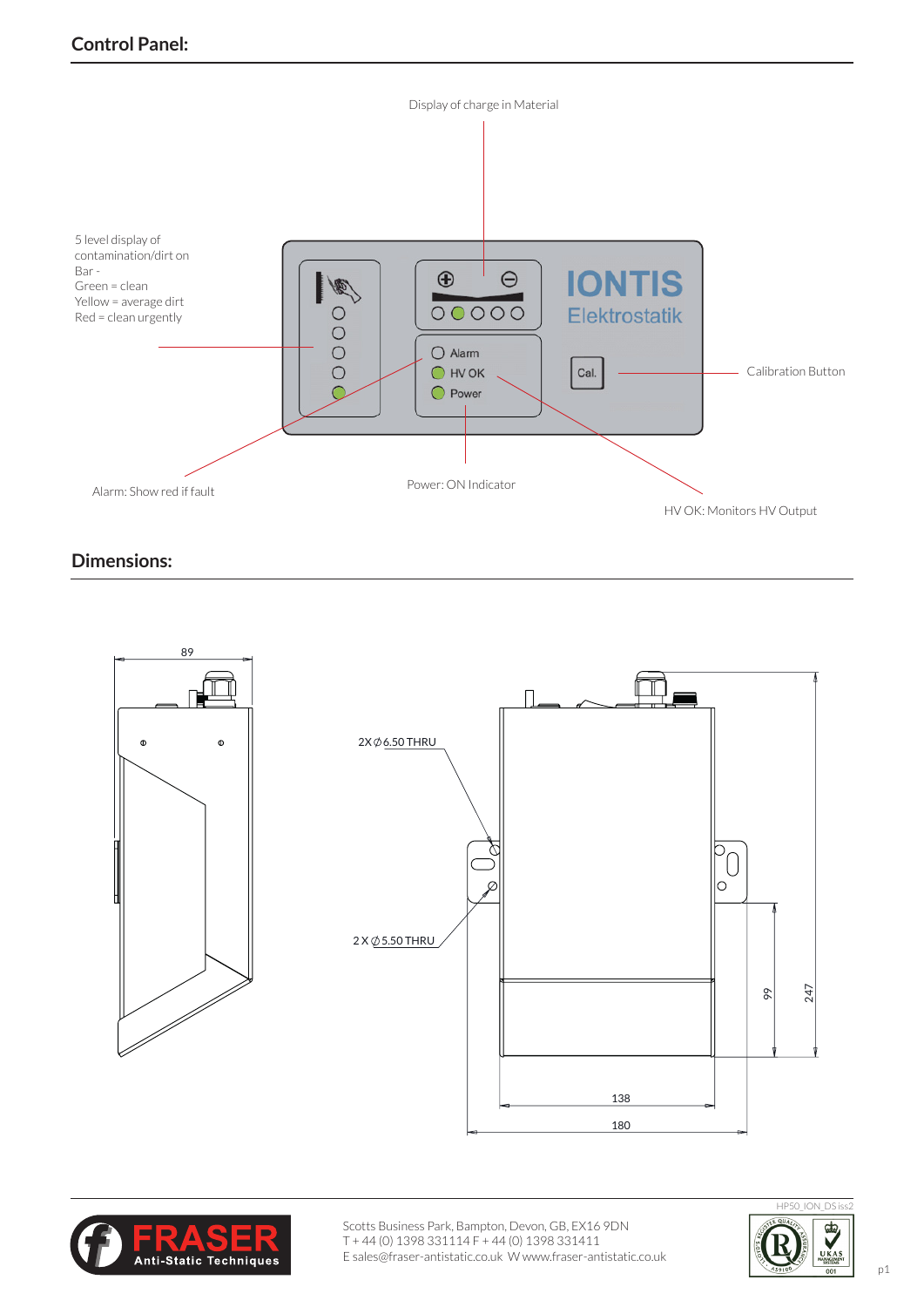## Control Panel:

Display of charge in Material

5 level display of contamination/dirt on Bar -
Green = clean
Yellow = average dirt
Red = clean urgently

IONTIS
Elektrostatik

Alarm
HV OK
Power
Cal.

Calibration Button

Alarm: Show red if fault

Power: ON Indicator

HV OK: Monitors HV Output

## Dimensions:

89

2X ∅6.50 THRU

2 X ∅5.50 THRU

99

247

138

180

Scotts Business Park, Bampton, Devon, GB, EX16 9DN
T + 44 (0) 1398 331114 F + 44 (0) 1398 331411
E sales@fraser-antistatic.co.uk W www.fraser-antistatic.co.uk

HP50_ION_DS iss2